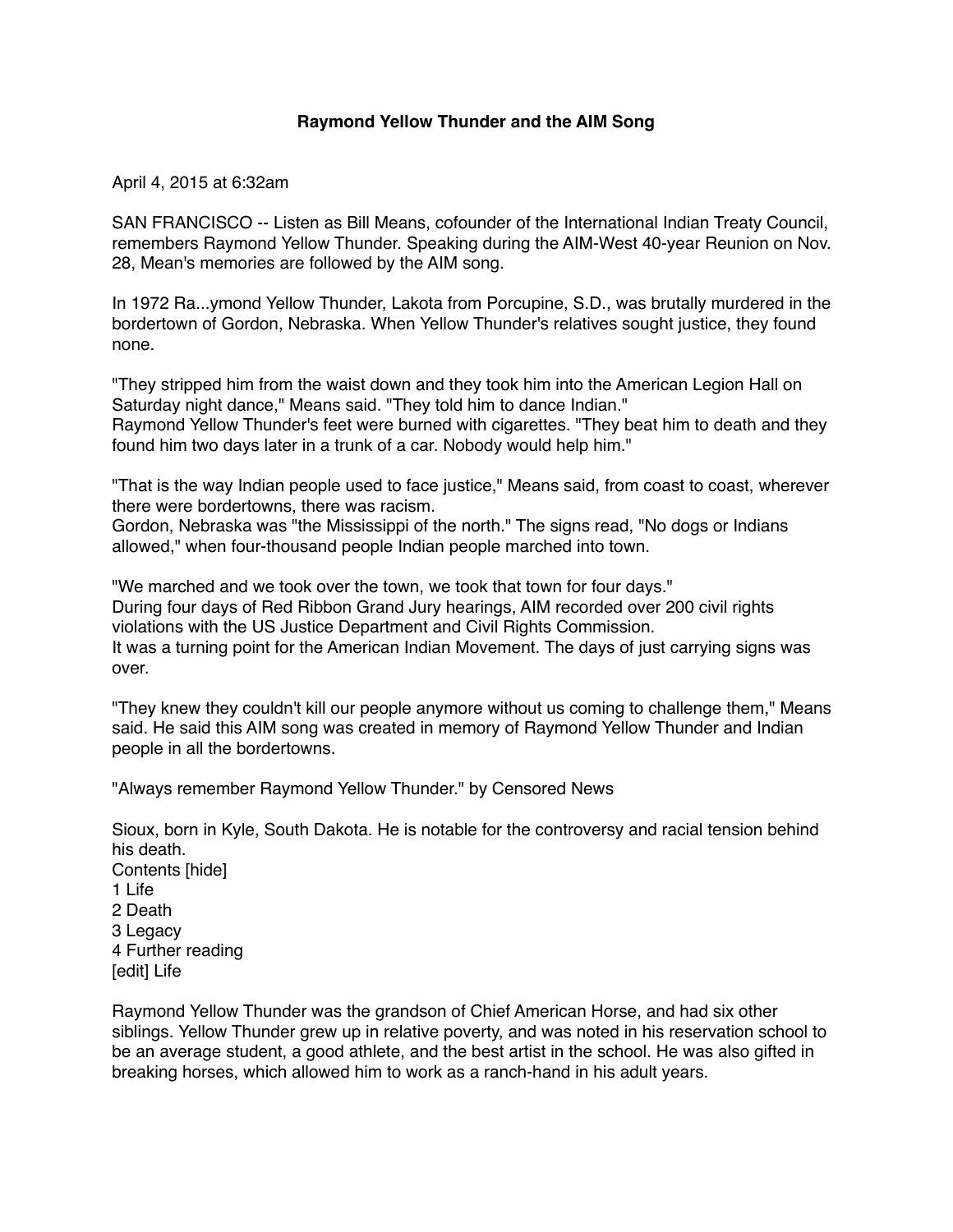# Raymond Yellow Thunder and the AIM Song

April 4, 2015 at 6:32am

SAN FRANCISCO -- Listen as Bill Means, cofounder of the International Indian Treaty Council, remembers Raymond Yellow Thunder. Speaking during the AIM-West 40-year Reunion on Nov. 28, Mean's memories are followed by the AIM song.

In 1972 Ra...ymond Yellow Thunder, Lakota from Porcupine, S.D., was brutally murdered in the bordertown of Gordon, Nebraska. When Yellow Thunder's relatives sought justice, they found none.

"They stripped him from the waist down and they took him into the American Legion Hall on Saturday night dance," Means said. "They told him to dance Indian."
Raymond Yellow Thunder's feet were burned with cigarettes. "They beat him to death and they found him two days later in a trunk of a car. Nobody would help him."

"That is the way Indian people used to face justice," Means said, from coast to coast, wherever there were bordertowns, there was racism.
Gordon, Nebraska was "the Mississippi of the north." The signs read, "No dogs or Indians allowed," when four-thousand people Indian people marched into town.

"We marched and we took over the town, we took that town for four days."
During four days of Red Ribbon Grand Jury hearings, AIM recorded over 200 civil rights violations with the US Justice Department and Civil Rights Commission.
It was a turning point for the American Indian Movement. The days of just carrying signs was over.

"They knew they couldn't kill our people anymore without us coming to challenge them," Means said. He said this AIM song was created in memory of Raymond Yellow Thunder and Indian people in all the bordertowns.

"Always remember Raymond Yellow Thunder." by Censored News

Sioux, born in Kyle, South Dakota. He is notable for the controversy and racial tension behind his death.
Contents [hide]
1 Life
2 Death
3 Legacy
4 Further reading
[edit] Life

Raymond Yellow Thunder was the grandson of Chief American Horse, and had six other siblings. Yellow Thunder grew up in relative poverty, and was noted in his reservation school to be an average student, a good athlete, and the best artist in the school. He was also gifted in breaking horses, which allowed him to work as a ranch-hand in his adult years.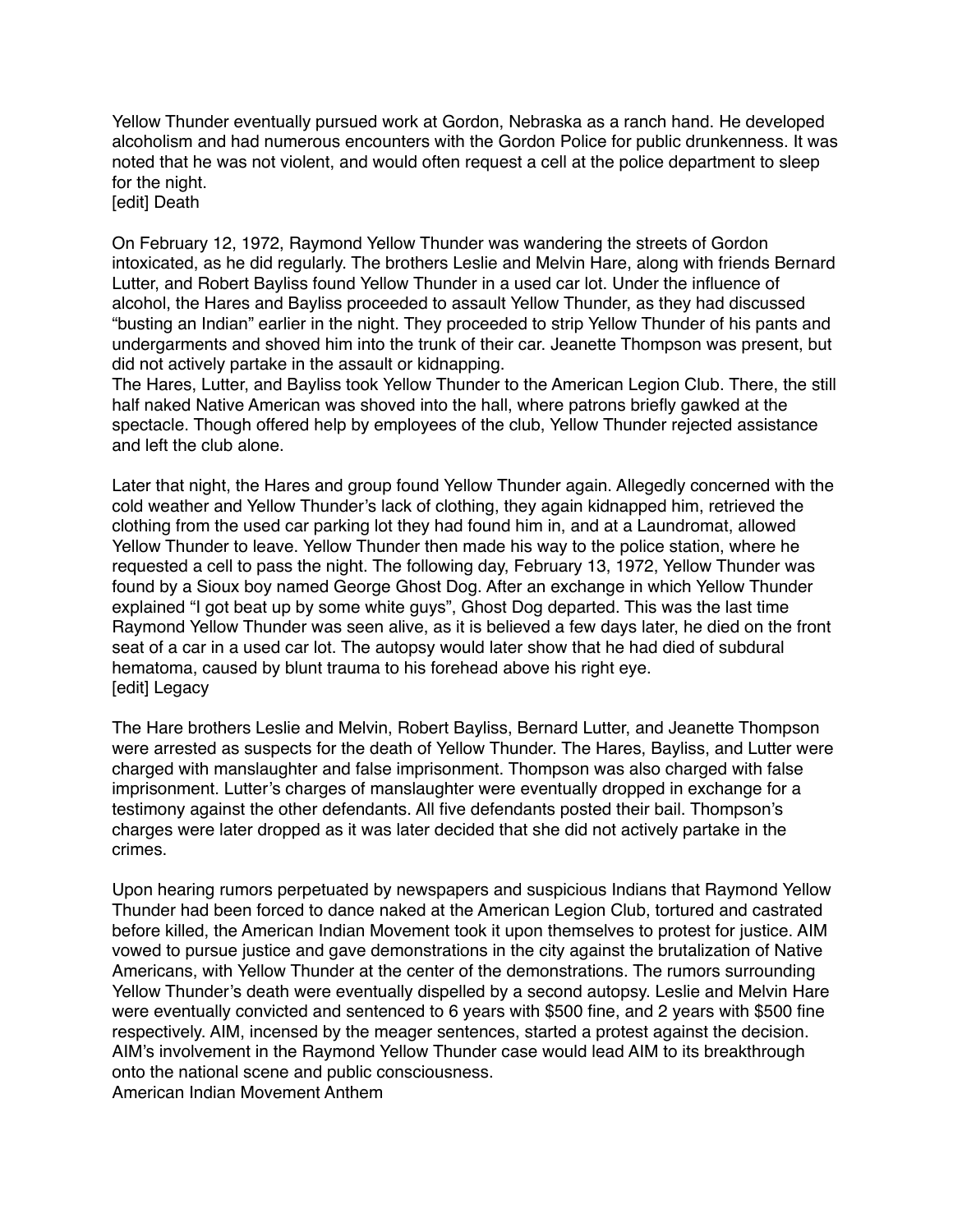Yellow Thunder eventually pursued work at Gordon, Nebraska as a ranch hand. He developed alcoholism and had numerous encounters with the Gordon Police for public drunkenness. It was noted that he was not violent, and would often request a cell at the police department to sleep for the night.

## [edit] Death

On February 12, 1972, Raymond Yellow Thunder was wandering the streets of Gordon intoxicated, as he did regularly. The brothers Leslie and Melvin Hare, along with friends Bernard Lutter, and Robert Bayliss found Yellow Thunder in a used car lot. Under the influence of alcohol, the Hares and Bayliss proceeded to assault Yellow Thunder, as they had discussed "busting an Indian" earlier in the night. They proceeded to strip Yellow Thunder of his pants and undergarments and shoved him into the trunk of their car. Jeanette Thompson was present, but did not actively partake in the assault or kidnapping.

The Hares, Lutter, and Bayliss took Yellow Thunder to the American Legion Club. There, the still half naked Native American was shoved into the hall, where patrons briefly gawked at the spectacle. Though offered help by employees of the club, Yellow Thunder rejected assistance and left the club alone.

Later that night, the Hares and group found Yellow Thunder again. Allegedly concerned with the cold weather and Yellow Thunder's lack of clothing, they again kidnapped him, retrieved the clothing from the used car parking lot they had found him in, and at a Laundromat, allowed Yellow Thunder to leave. Yellow Thunder then made his way to the police station, where he requested a cell to pass the night. The following day, February 13, 1972, Yellow Thunder was found by a Sioux boy named George Ghost Dog. After an exchange in which Yellow Thunder explained "I got beat up by some white guys", Ghost Dog departed. This was the last time Raymond Yellow Thunder was seen alive, as it is believed a few days later, he died on the front seat of a car in a used car lot. The autopsy would later show that he had died of subdural hematoma, caused by blunt trauma to his forehead above his right eye.

## [edit] Legacy

The Hare brothers Leslie and Melvin, Robert Bayliss, Bernard Lutter, and Jeanette Thompson were arrested as suspects for the death of Yellow Thunder. The Hares, Bayliss, and Lutter were charged with manslaughter and false imprisonment. Thompson was also charged with false imprisonment. Lutter's charges of manslaughter were eventually dropped in exchange for a testimony against the other defendants. All five defendants posted their bail. Thompson's charges were later dropped as it was later decided that she did not actively partake in the crimes.

Upon hearing rumors perpetuated by newspapers and suspicious Indians that Raymond Yellow Thunder had been forced to dance naked at the American Legion Club, tortured and castrated before killed, the American Indian Movement took it upon themselves to protest for justice. AIM vowed to pursue justice and gave demonstrations in the city against the brutalization of Native Americans, with Yellow Thunder at the center of the demonstrations. The rumors surrounding Yellow Thunder's death were eventually dispelled by a second autopsy. Leslie and Melvin Hare were eventually convicted and sentenced to 6 years with $500 fine, and 2 years with $500 fine respectively. AIM, incensed by the meager sentences, started a protest against the decision. AIM's involvement in the Raymond Yellow Thunder case would lead AIM to its breakthrough onto the national scene and public consciousness.

American Indian Movement Anthem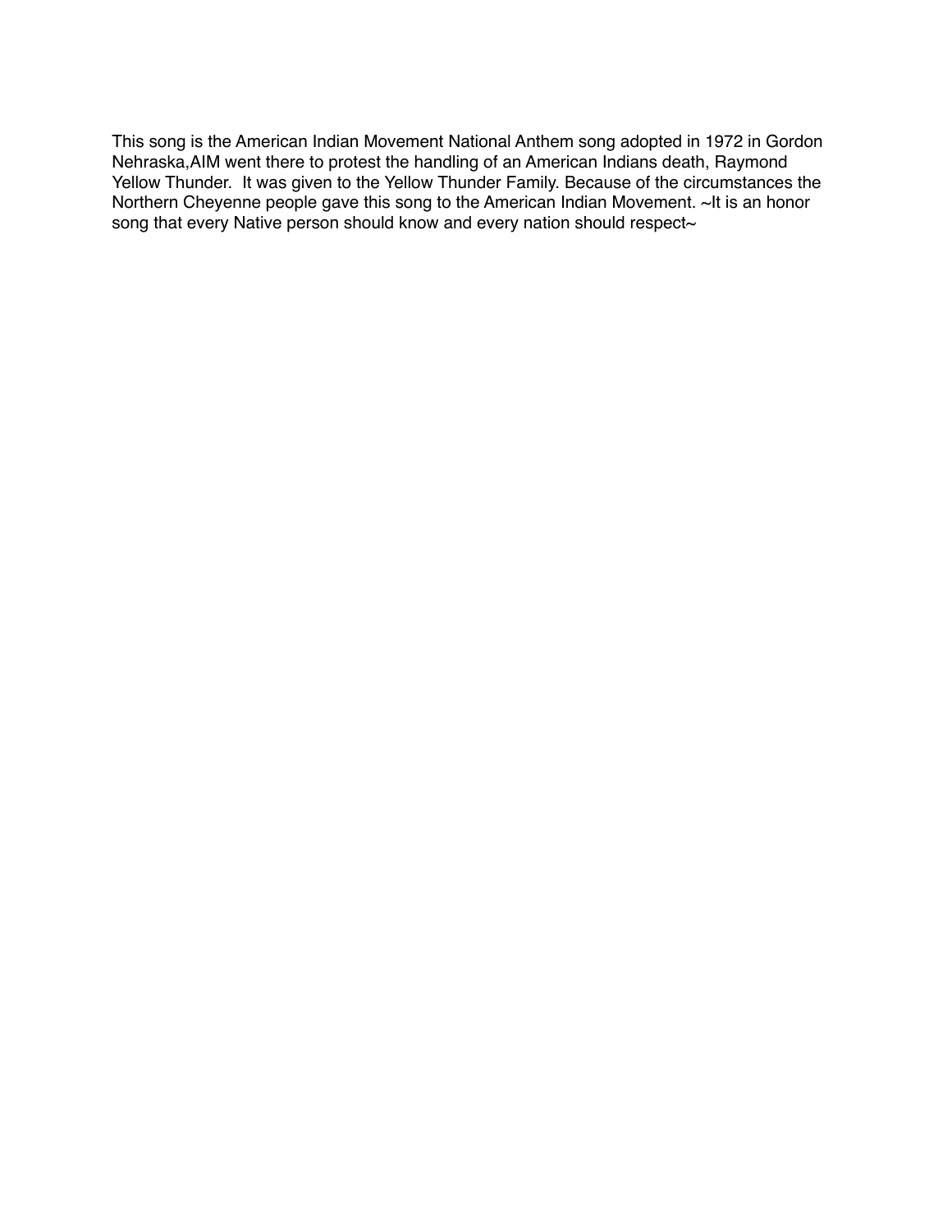This song is the American Indian Movement National Anthem song adopted in 1972 in Gordon Nehraska,AIM went there to protest the handling of an American Indians death, Raymond Yellow Thunder. It was given to the Yellow Thunder Family. Because of the circumstances the Northern Cheyenne people gave this song to the American Indian Movement. ~It is an honor song that every Native person should know and every nation should respect~